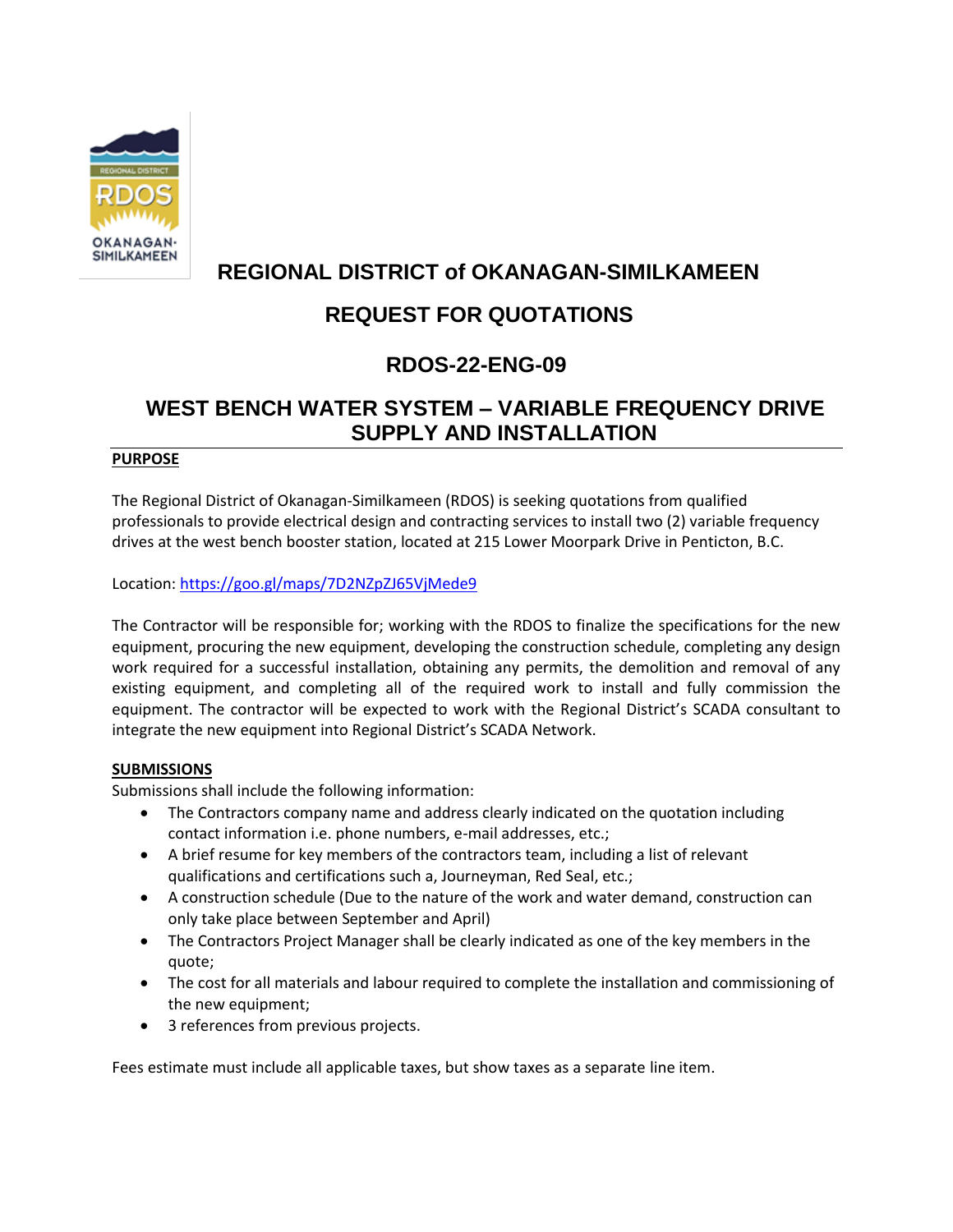# REGIONAL DISTRICT of OKANAGAN-SIMILKAMEEN

## REQUEST FOR QUOTATIONS

## RDOS-22-ENG-09

## WEST BENCH WATER SYSTEM – VARIABLE FREQUENCY DRIVE SUPPLY AND INSTALLATION

**PURPOSE**

The Regional District of Okanagan-Similkameen (RDOS) is seeking quotations from qualified professionals to provide electrical design and contracting services to install two (2) variable frequency drives at the west bench booster station, located at 215 Lower Moorpark Drive in Penticton, B.C.

Location: https://goo.gl/maps/7D2NZpZJ65VjMede9

The Contractor will be responsible for; working with the RDOS to finalize the specifications for the new equipment, procuring the new equipment, developing the construction schedule, completing any design work required for a successful installation, obtaining any permits, the demolition and removal of any existing equipment, and completing all of the required work to install and fully commission the equipment. The contractor will be expected to work with the Regional District's SCADA consultant to integrate the new equipment into Regional District's SCADA Network.

**SUBMISSIONS**

Submissions shall include the following information:

- The Contractors company name and address clearly indicated on the quotation including contact information i.e. phone numbers, e-mail addresses, etc.;
- A brief resume for key members of the contractors team, including a list of relevant qualifications and certifications such a, Journeyman, Red Seal, etc.;
- A construction schedule (Due to the nature of the work and water demand, construction can only take place between September and April)
- The Contractors Project Manager shall be clearly indicated as one of the key members in the quote;
- The cost for all materials and labour required to complete the installation and commissioning of the new equipment;
- 3 references from previous projects.

Fees estimate must include all applicable taxes, but show taxes as a separate line item.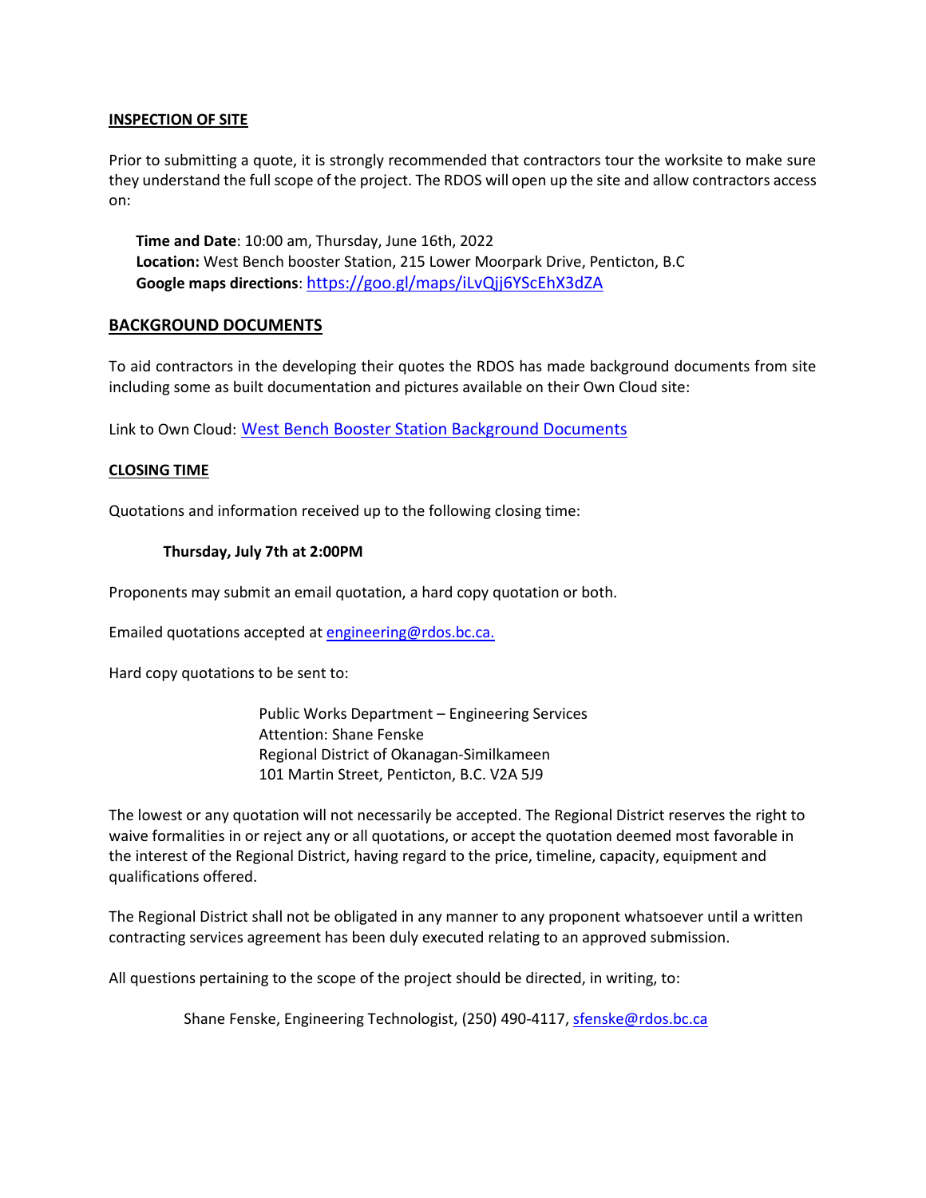**INSPECTION OF SITE**

Prior to submitting a quote, it is strongly recommended that contractors tour the worksite to make sure they understand the full scope of the project. The RDOS will open up the site and allow contractors access on:

**Time and Date**: 10:00 am, Thursday, June 16th, 2022
**Location:** West Bench booster Station, 215 Lower Moorpark Drive, Penticton, B.C
**Google maps directions**: https://goo.gl/maps/iLvQjj6YScEhX3dZA

## BACKGROUND DOCUMENTS

To aid contractors in the developing their quotes the RDOS has made background documents from site including some as built documentation and pictures available on their Own Cloud site:

Link to Own Cloud: West Bench Booster Station Background Documents

**CLOSING TIME**

Quotations and information received up to the following closing time:

**Thursday, July 7th at 2:00PM**

Proponents may submit an email quotation, a hard copy quotation or both.

Emailed quotations accepted at engineering@rdos.bc.ca.

Hard copy quotations to be sent to:

Public Works Department – Engineering Services
Attention: Shane Fenske
Regional District of Okanagan-Similkameen
101 Martin Street, Penticton, B.C. V2A 5J9

The lowest or any quotation will not necessarily be accepted. The Regional District reserves the right to waive formalities in or reject any or all quotations, or accept the quotation deemed most favorable in the interest of the Regional District, having regard to the price, timeline, capacity, equipment and qualifications offered.

The Regional District shall not be obligated in any manner to any proponent whatsoever until a written contracting services agreement has been duly executed relating to an approved submission.

All questions pertaining to the scope of the project should be directed, in writing, to:

Shane Fenske, Engineering Technologist, (250) 490-4117, sfenske@rdos.bc.ca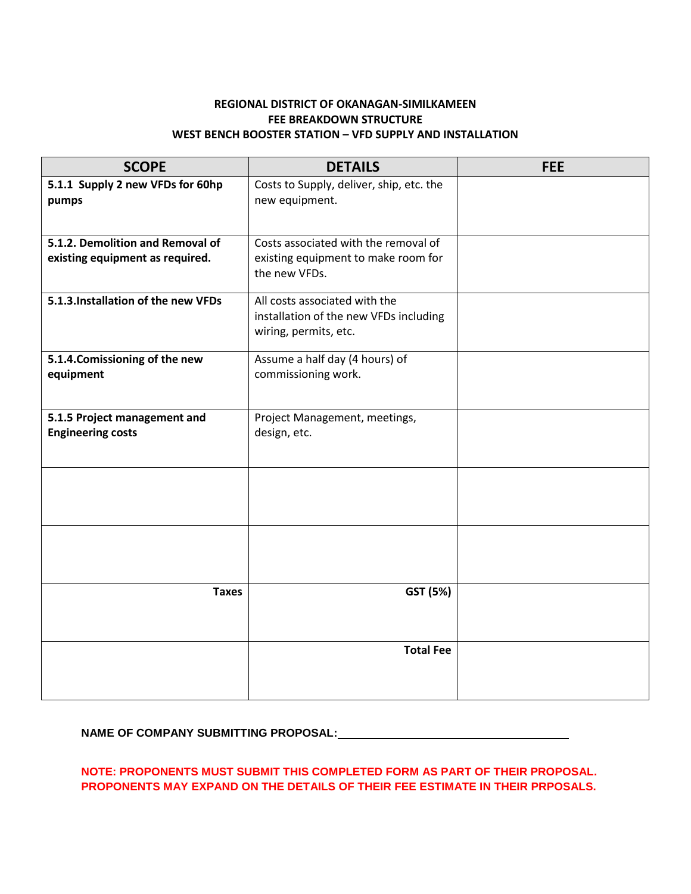**REGIONAL DISTRICT OF OKANAGAN-SIMILKAMEEN**
**FEE BREAKDOWN STRUCTURE**
**WEST BENCH BOOSTER STATION – VFD SUPPLY AND INSTALLATION**

| SCOPE | DETAILS | FEE |
|---|---|---|
| **5.1.1 Supply 2 new VFDs for 60hp pumps** | Costs to Supply, deliver, ship, etc. the new equipment. | |
| **5.1.2. Demolition and Removal of existing equipment as required.** | Costs associated with the removal of existing equipment to make room for the new VFDs. | |
| **5.1.3.Installation of the new VFDs** | All costs associated with the installation of the new VFDs including wiring, permits, etc. | |
| **5.1.4.Comissioning of the new equipment** | Assume a half day (4 hours) of commissioning work. | |
| **5.1.5 Project management and Engineering costs** | Project Management, meetings, design, etc. | |
| | | |
| | | |
| **Taxes** | **GST (5%)** | |
| | **Total Fee** | |

**NAME OF COMPANY SUBMITTING PROPOSAL:**\_\_\_\_\_\_\_\_\_\_\_\_\_\_\_\_\_\_\_\_\_\_\_\_\_\_\_\_\_\_\_\_\_\_\_\_

**NOTE: PROPONENTS MUST SUBMIT THIS COMPLETED FORM AS PART OF THEIR PROPOSAL. PROPONENTS MAY EXPAND ON THE DETAILS OF THEIR FEE ESTIMATE IN THEIR PRPOSALS.**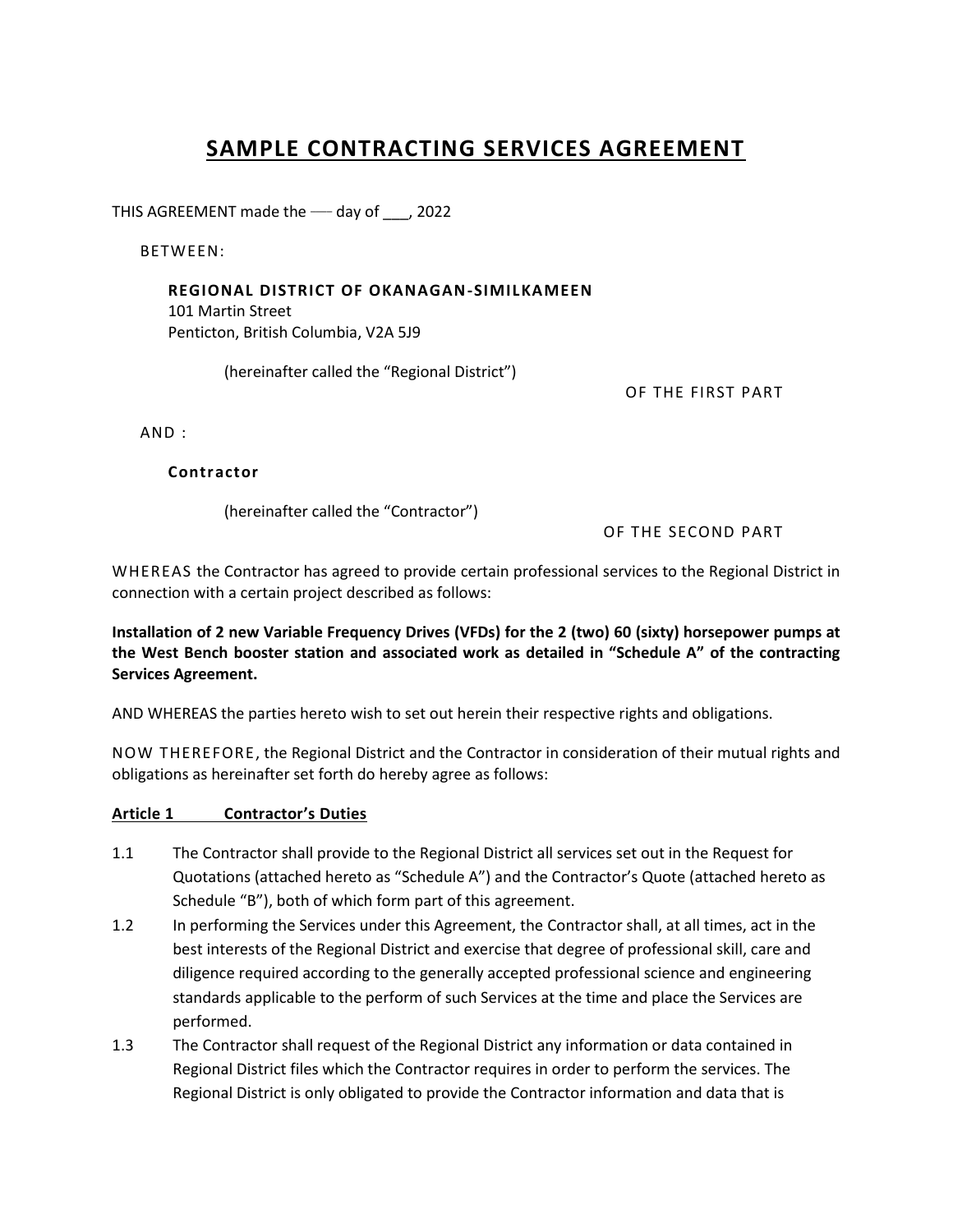# SAMPLE CONTRACTING SERVICES AGREEMENT

THIS AGREEMENT made the ── day of ___, 2022

BETWEEN:

**REGIONAL DISTRICT OF OKANAGAN-SIMILKAMEEN**
101 Martin Street
Penticton, British Columbia, V2A 5J9

(hereinafter called the "Regional District")

OF THE FIRST PART

AND :

**Contractor**

(hereinafter called the "Contractor")

OF THE SECOND PART

WHEREAS the Contractor has agreed to provide certain professional services to the Regional District in connection with a certain project described as follows:

**Installation of 2 new Variable Frequency Drives (VFDs) for the 2 (two) 60 (sixty) horsepower pumps at the West Bench booster station and associated work as detailed in "Schedule A" of the contracting Services Agreement.**

AND WHEREAS the parties hereto wish to set out herein their respective rights and obligations.

NOW THEREFORE, the Regional District and the Contractor in consideration of their mutual rights and obligations as hereinafter set forth do hereby agree as follows:

## Article 1 Contractor's Duties

1.1 The Contractor shall provide to the Regional District all services set out in the Request for Quotations (attached hereto as "Schedule A") and the Contractor's Quote (attached hereto as Schedule "B"), both of which form part of this agreement.

1.2 In performing the Services under this Agreement, the Contractor shall, at all times, act in the best interests of the Regional District and exercise that degree of professional skill, care and diligence required according to the generally accepted professional science and engineering standards applicable to the perform of such Services at the time and place the Services are performed.

1.3 The Contractor shall request of the Regional District any information or data contained in Regional District files which the Contractor requires in order to perform the services. The Regional District is only obligated to provide the Contractor information and data that is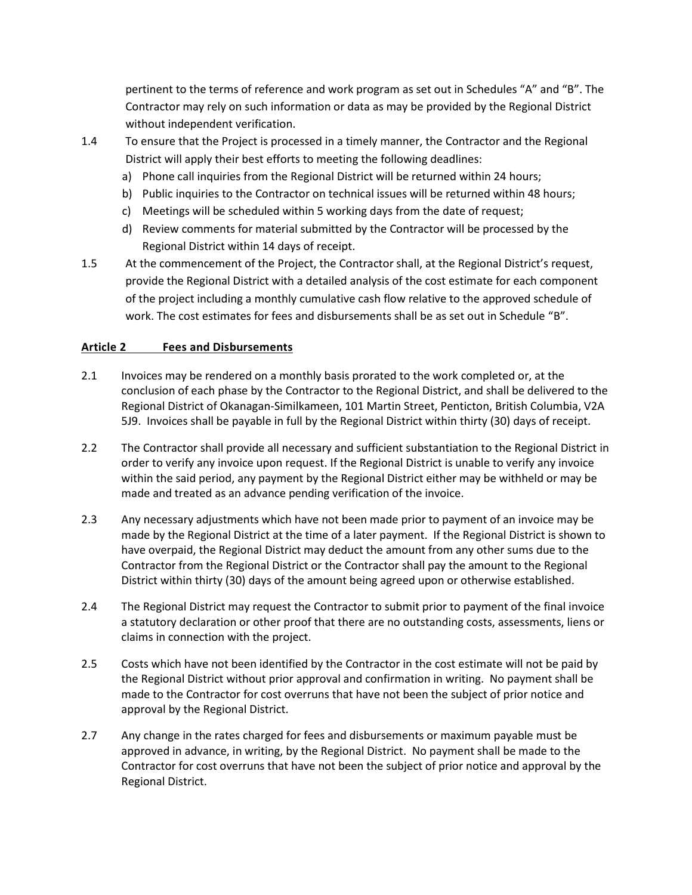pertinent to the terms of reference and work program as set out in Schedules "A" and "B". The Contractor may rely on such information or data as may be provided by the Regional District without independent verification.

1.4 To ensure that the Project is processed in a timely manner, the Contractor and the Regional District will apply their best efforts to meeting the following deadlines:

a) Phone call inquiries from the Regional District will be returned within 24 hours;
b) Public inquiries to the Contractor on technical issues will be returned within 48 hours;
c) Meetings will be scheduled within 5 working days from the date of request;
d) Review comments for material submitted by the Contractor will be processed by the Regional District within 14 days of receipt.

1.5 At the commencement of the Project, the Contractor shall, at the Regional District's request, provide the Regional District with a detailed analysis of the cost estimate for each component of the project including a monthly cumulative cash flow relative to the approved schedule of work. The cost estimates for fees and disbursements shall be as set out in Schedule "B".

**Article 2 Fees and Disbursements**

2.1 Invoices may be rendered on a monthly basis prorated to the work completed or, at the conclusion of each phase by the Contractor to the Regional District, and shall be delivered to the Regional District of Okanagan-Similkameen, 101 Martin Street, Penticton, British Columbia, V2A 5J9. Invoices shall be payable in full by the Regional District within thirty (30) days of receipt.

2.2 The Contractor shall provide all necessary and sufficient substantiation to the Regional District in order to verify any invoice upon request. If the Regional District is unable to verify any invoice within the said period, any payment by the Regional District either may be withheld or may be made and treated as an advance pending verification of the invoice.

2.3 Any necessary adjustments which have not been made prior to payment of an invoice may be made by the Regional District at the time of a later payment. If the Regional District is shown to have overpaid, the Regional District may deduct the amount from any other sums due to the Contractor from the Regional District or the Contractor shall pay the amount to the Regional District within thirty (30) days of the amount being agreed upon or otherwise established.

2.4 The Regional District may request the Contractor to submit prior to payment of the final invoice a statutory declaration or other proof that there are no outstanding costs, assessments, liens or claims in connection with the project.

2.5 Costs which have not been identified by the Contractor in the cost estimate will not be paid by the Regional District without prior approval and confirmation in writing. No payment shall be made to the Contractor for cost overruns that have not been the subject of prior notice and approval by the Regional District.

2.7 Any change in the rates charged for fees and disbursements or maximum payable must be approved in advance, in writing, by the Regional District. No payment shall be made to the Contractor for cost overruns that have not been the subject of prior notice and approval by the Regional District.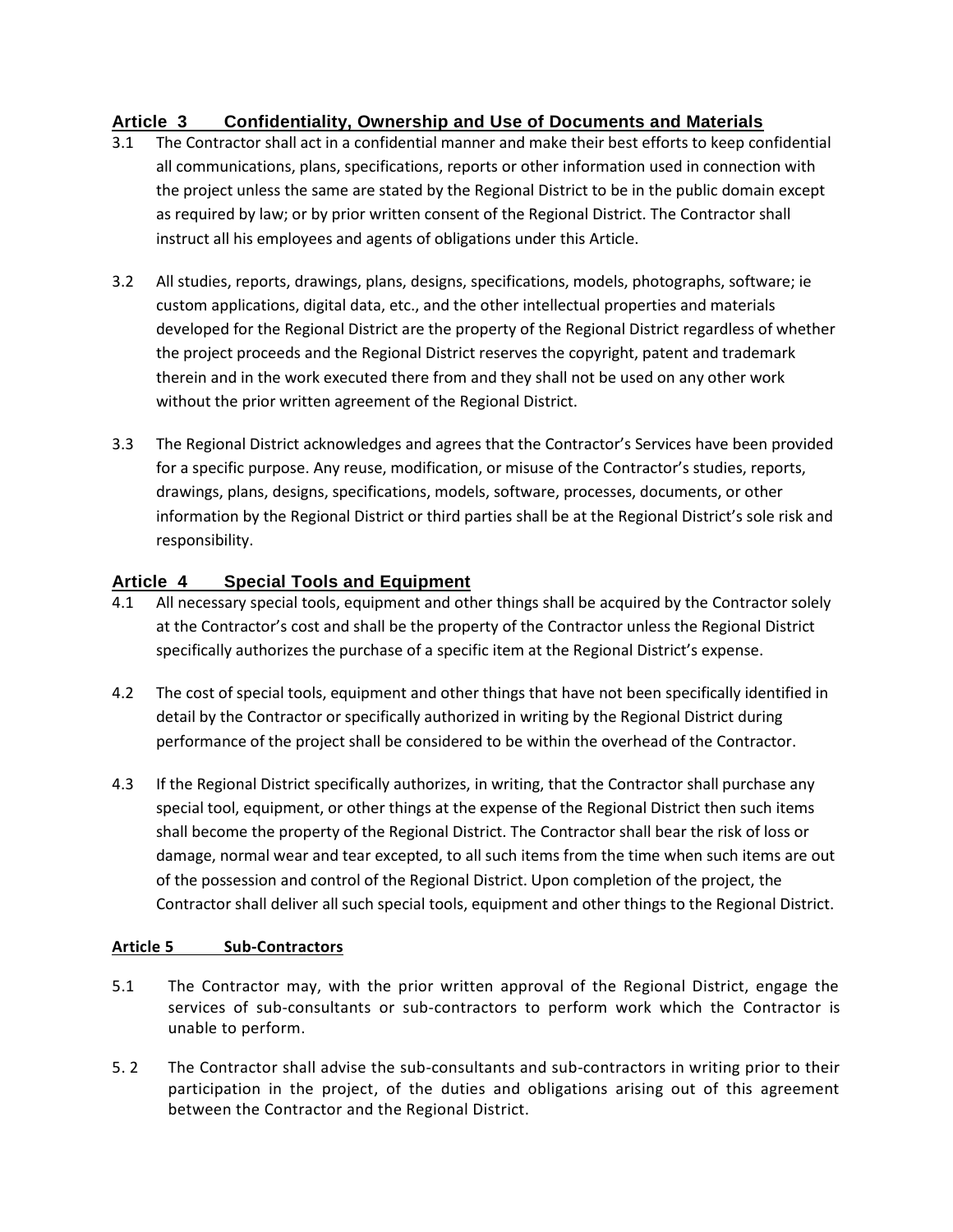## Article 3 Confidentiality, Ownership and Use of Documents and Materials

3.1 The Contractor shall act in a confidential manner and make their best efforts to keep confidential all communications, plans, specifications, reports or other information used in connection with the project unless the same are stated by the Regional District to be in the public domain except as required by law; or by prior written consent of the Regional District. The Contractor shall instruct all his employees and agents of obligations under this Article.

3.2 All studies, reports, drawings, plans, designs, specifications, models, photographs, software; ie custom applications, digital data, etc., and the other intellectual properties and materials developed for the Regional District are the property of the Regional District regardless of whether the project proceeds and the Regional District reserves the copyright, patent and trademark therein and in the work executed there from and they shall not be used on any other work without the prior written agreement of the Regional District.

3.3 The Regional District acknowledges and agrees that the Contractor's Services have been provided for a specific purpose. Any reuse, modification, or misuse of the Contractor's studies, reports, drawings, plans, designs, specifications, models, software, processes, documents, or other information by the Regional District or third parties shall be at the Regional District's sole risk and responsibility.

## Article 4 Special Tools and Equipment

4.1 All necessary special tools, equipment and other things shall be acquired by the Contractor solely at the Contractor's cost and shall be the property of the Contractor unless the Regional District specifically authorizes the purchase of a specific item at the Regional District's expense.

4.2 The cost of special tools, equipment and other things that have not been specifically identified in detail by the Contractor or specifically authorized in writing by the Regional District during performance of the project shall be considered to be within the overhead of the Contractor.

4.3 If the Regional District specifically authorizes, in writing, that the Contractor shall purchase any special tool, equipment, or other things at the expense of the Regional District then such items shall become the property of the Regional District. The Contractor shall bear the risk of loss or damage, normal wear and tear excepted, to all such items from the time when such items are out of the possession and control of the Regional District. Upon completion of the project, the Contractor shall deliver all such special tools, equipment and other things to the Regional District.

## Article 5 Sub-Contractors

5.1 The Contractor may, with the prior written approval of the Regional District, engage the services of sub-consultants or sub-contractors to perform work which the Contractor is unable to perform.

5. 2 The Contractor shall advise the sub-consultants and sub-contractors in writing prior to their participation in the project, of the duties and obligations arising out of this agreement between the Contractor and the Regional District.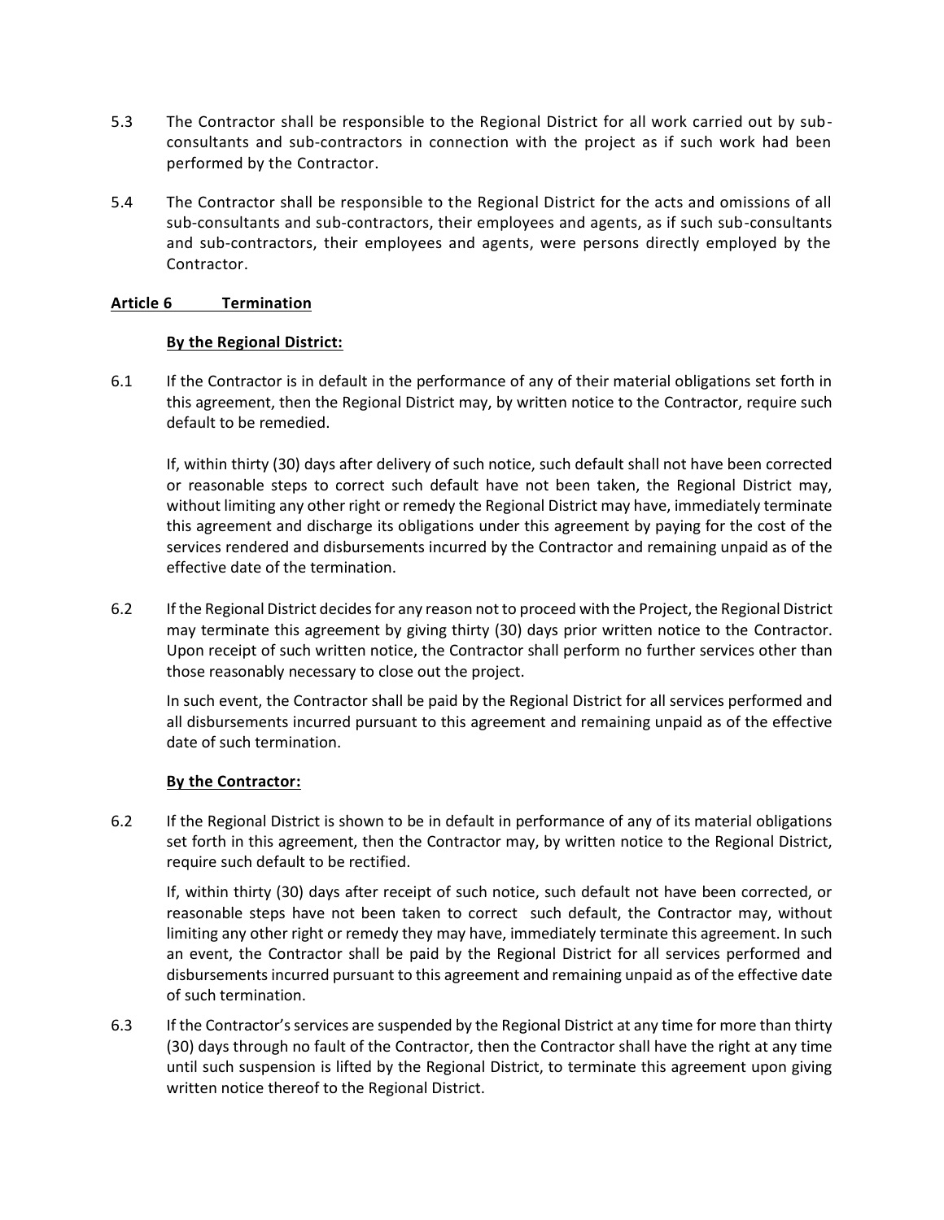5.3 The Contractor shall be responsible to the Regional District for all work carried out by sub-consultants and sub-contractors in connection with the project as if such work had been performed by the Contractor.

5.4 The Contractor shall be responsible to the Regional District for the acts and omissions of all sub-consultants and sub-contractors, their employees and agents, as if such sub-consultants and sub-contractors, their employees and agents, were persons directly employed by the Contractor.

**Article 6 Termination**

**By the Regional District:**

6.1 If the Contractor is in default in the performance of any of their material obligations set forth in this agreement, then the Regional District may, by written notice to the Contractor, require such default to be remedied.

If, within thirty (30) days after delivery of such notice, such default shall not have been corrected or reasonable steps to correct such default have not been taken, the Regional District may, without limiting any other right or remedy the Regional District may have, immediately terminate this agreement and discharge its obligations under this agreement by paying for the cost of the services rendered and disbursements incurred by the Contractor and remaining unpaid as of the effective date of the termination.

6.2 If the Regional District decides for any reason not to proceed with the Project, the Regional District may terminate this agreement by giving thirty (30) days prior written notice to the Contractor. Upon receipt of such written notice, the Contractor shall perform no further services other than those reasonably necessary to close out the project.

In such event, the Contractor shall be paid by the Regional District for all services performed and all disbursements incurred pursuant to this agreement and remaining unpaid as of the effective date of such termination.

**By the Contractor:**

6.2 If the Regional District is shown to be in default in performance of any of its material obligations set forth in this agreement, then the Contractor may, by written notice to the Regional District, require such default to be rectified.

If, within thirty (30) days after receipt of such notice, such default not have been corrected, or reasonable steps have not been taken to correct such default, the Contractor may, without limiting any other right or remedy they may have, immediately terminate this agreement. In such an event, the Contractor shall be paid by the Regional District for all services performed and disbursements incurred pursuant to this agreement and remaining unpaid as of the effective date of such termination.

6.3 If the Contractor's services are suspended by the Regional District at any time for more than thirty (30) days through no fault of the Contractor, then the Contractor shall have the right at any time until such suspension is lifted by the Regional District, to terminate this agreement upon giving written notice thereof to the Regional District.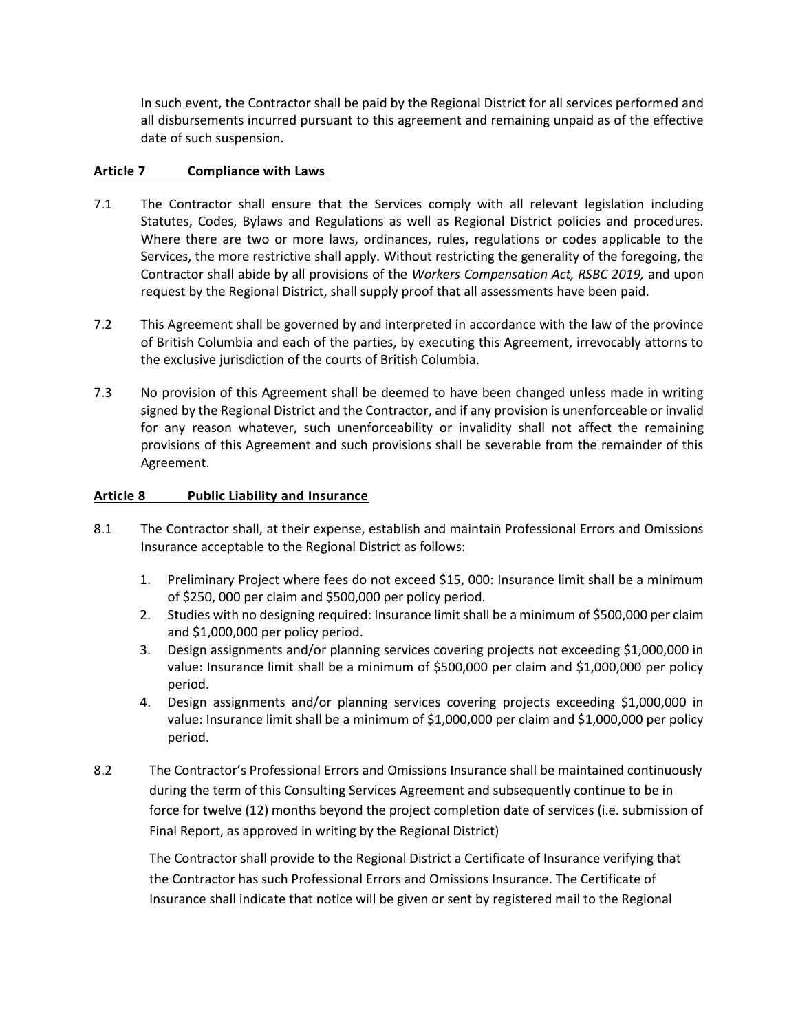In such event, the Contractor shall be paid by the Regional District for all services performed and all disbursements incurred pursuant to this agreement and remaining unpaid as of the effective date of such suspension.

## Article 7 Compliance with Laws

7.1 The Contractor shall ensure that the Services comply with all relevant legislation including Statutes, Codes, Bylaws and Regulations as well as Regional District policies and procedures. Where there are two or more laws, ordinances, rules, regulations or codes applicable to the Services, the more restrictive shall apply. Without restricting the generality of the foregoing, the Contractor shall abide by all provisions of the *Workers Compensation Act, RSBC 2019,* and upon request by the Regional District, shall supply proof that all assessments have been paid.

7.2 This Agreement shall be governed by and interpreted in accordance with the law of the province of British Columbia and each of the parties, by executing this Agreement, irrevocably attorns to the exclusive jurisdiction of the courts of British Columbia.

7.3 No provision of this Agreement shall be deemed to have been changed unless made in writing signed by the Regional District and the Contractor, and if any provision is unenforceable or invalid for any reason whatever, such unenforceability or invalidity shall not affect the remaining provisions of this Agreement and such provisions shall be severable from the remainder of this Agreement.

## Article 8 Public Liability and Insurance

8.1 The Contractor shall, at their expense, establish and maintain Professional Errors and Omissions Insurance acceptable to the Regional District as follows:

1. Preliminary Project where fees do not exceed $15, 000: Insurance limit shall be a minimum of $250, 000 per claim and $500,000 per policy period.
2. Studies with no designing required: Insurance limit shall be a minimum of $500,000 per claim and $1,000,000 per policy period.
3. Design assignments and/or planning services covering projects not exceeding $1,000,000 in value: Insurance limit shall be a minimum of $500,000 per claim and $1,000,000 per policy period.
4. Design assignments and/or planning services covering projects exceeding $1,000,000 in value: Insurance limit shall be a minimum of $1,000,000 per claim and $1,000,000 per policy period.

8.2 The Contractor's Professional Errors and Omissions Insurance shall be maintained continuously during the term of this Consulting Services Agreement and subsequently continue to be in force for twelve (12) months beyond the project completion date of services (i.e. submission of Final Report, as approved in writing by the Regional District)

The Contractor shall provide to the Regional District a Certificate of Insurance verifying that the Contractor has such Professional Errors and Omissions Insurance. The Certificate of Insurance shall indicate that notice will be given or sent by registered mail to the Regional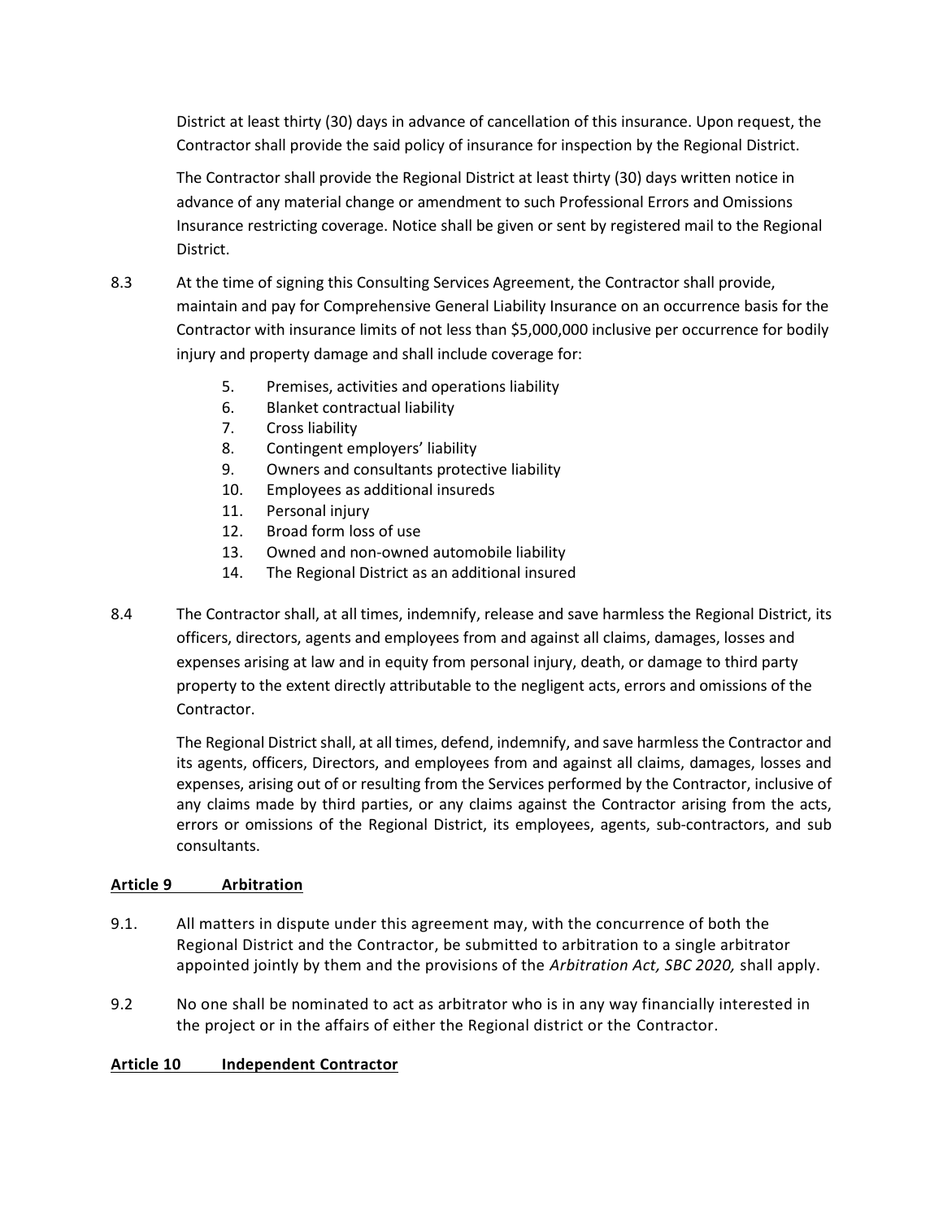District at least thirty (30) days in advance of cancellation of this insurance. Upon request, the Contractor shall provide the said policy of insurance for inspection by the Regional District.

The Contractor shall provide the Regional District at least thirty (30) days written notice in advance of any material change or amendment to such Professional Errors and Omissions Insurance restricting coverage. Notice shall be given or sent by registered mail to the Regional District.

8.3 At the time of signing this Consulting Services Agreement, the Contractor shall provide, maintain and pay for Comprehensive General Liability Insurance on an occurrence basis for the Contractor with insurance limits of not less than $5,000,000 inclusive per occurrence for bodily injury and property damage and shall include coverage for:

5. Premises, activities and operations liability
6. Blanket contractual liability
7. Cross liability
8. Contingent employers' liability
9. Owners and consultants protective liability
10. Employees as additional insureds
11. Personal injury
12. Broad form loss of use
13. Owned and non-owned automobile liability
14. The Regional District as an additional insured

8.4 The Contractor shall, at all times, indemnify, release and save harmless the Regional District, its officers, directors, agents and employees from and against all claims, damages, losses and expenses arising at law and in equity from personal injury, death, or damage to third party property to the extent directly attributable to the negligent acts, errors and omissions of the Contractor.

The Regional District shall, at all times, defend, indemnify, and save harmless the Contractor and its agents, officers, Directors, and employees from and against all claims, damages, losses and expenses, arising out of or resulting from the Services performed by the Contractor, inclusive of any claims made by third parties, or any claims against the Contractor arising from the acts, errors or omissions of the Regional District, its employees, agents, sub-contractors, and sub consultants.

## Article 9 Arbitration

9.1. All matters in dispute under this agreement may, with the concurrence of both the Regional District and the Contractor, be submitted to arbitration to a single arbitrator appointed jointly by them and the provisions of the *Arbitration Act, SBC 2020,* shall apply.

9.2 No one shall be nominated to act as arbitrator who is in any way financially interested in the project or in the affairs of either the Regional district or the Contractor.

## Article 10 Independent Contractor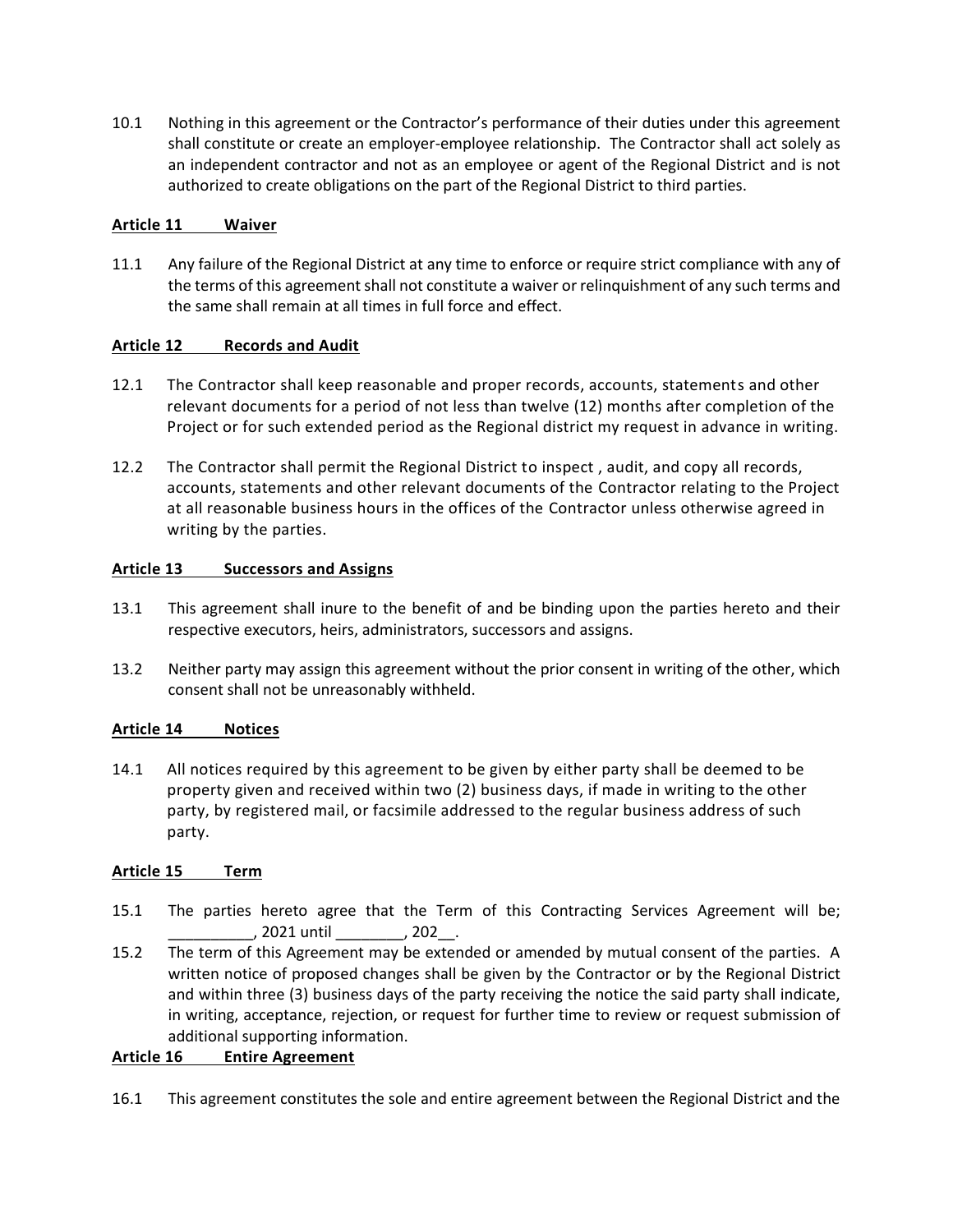10.1 Nothing in this agreement or the Contractor's performance of their duties under this agreement shall constitute or create an employer-employee relationship. The Contractor shall act solely as an independent contractor and not as an employee or agent of the Regional District and is not authorized to create obligations on the part of the Regional District to third parties.

**Article 11 Waiver**

11.1 Any failure of the Regional District at any time to enforce or require strict compliance with any of the terms of this agreement shall not constitute a waiver or relinquishment of any such terms and the same shall remain at all times in full force and effect.

**Article 12 Records and Audit**

12.1 The Contractor shall keep reasonable and proper records, accounts, statements and other relevant documents for a period of not less than twelve (12) months after completion of the Project or for such extended period as the Regional district my request in advance in writing.

12.2 The Contractor shall permit the Regional District to inspect , audit, and copy all records, accounts, statements and other relevant documents of the Contractor relating to the Project at all reasonable business hours in the offices of the Contractor unless otherwise agreed in writing by the parties.

**Article 13 Successors and Assigns**

13.1 This agreement shall inure to the benefit of and be binding upon the parties hereto and their respective executors, heirs, administrators, successors and assigns.

13.2 Neither party may assign this agreement without the prior consent in writing of the other, which consent shall not be unreasonably withheld.

**Article 14 Notices**

14.1 All notices required by this agreement to be given by either party shall be deemed to be property given and received within two (2) business days, if made in writing to the other party, by registered mail, or facsimile addressed to the regular business address of such party.

**Article 15 Term**

15.1 The parties hereto agree that the Term of this Contracting Services Agreement will be; __________, 2021 until ________, 202__.

15.2 The term of this Agreement may be extended or amended by mutual consent of the parties. A written notice of proposed changes shall be given by the Contractor or by the Regional District and within three (3) business days of the party receiving the notice the said party shall indicate, in writing, acceptance, rejection, or request for further time to review or request submission of additional supporting information.

**Article 16 Entire Agreement**

16.1 This agreement constitutes the sole and entire agreement between the Regional District and the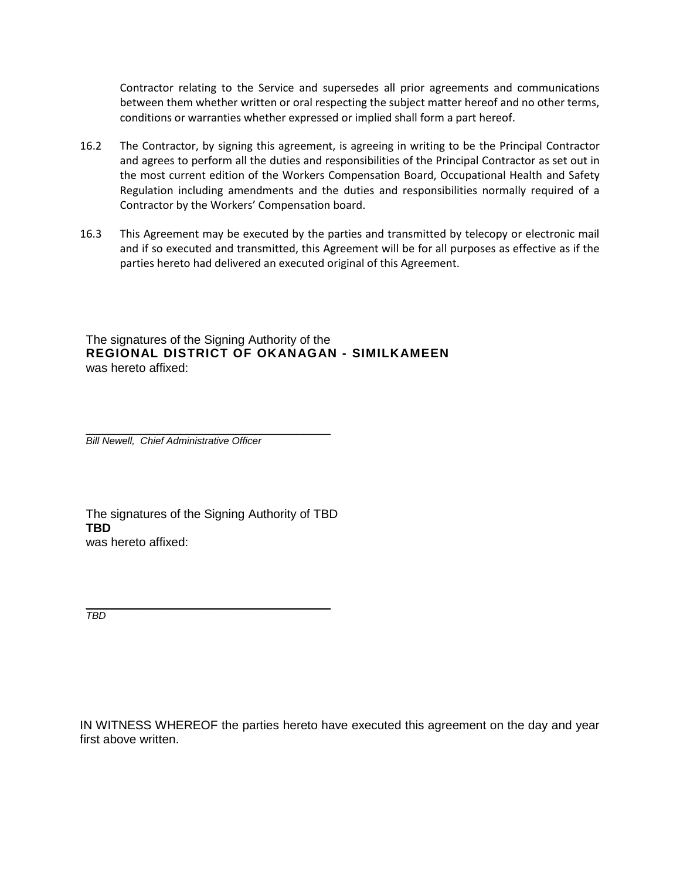Contractor relating to the Service and supersedes all prior agreements and communications between them whether written or oral respecting the subject matter hereof and no other terms, conditions or warranties whether expressed or implied shall form a part hereof.

16.2 The Contractor, by signing this agreement, is agreeing in writing to be the Principal Contractor and agrees to perform all the duties and responsibilities of the Principal Contractor as set out in the most current edition of the Workers Compensation Board, Occupational Health and Safety Regulation including amendments and the duties and responsibilities normally required of a Contractor by the Workers' Compensation board.

16.3 This Agreement may be executed by the parties and transmitted by telecopy or electronic mail and if so executed and transmitted, this Agreement will be for all purposes as effective as if the parties hereto had delivered an executed original of this Agreement.

The signatures of the Signing Authority of the
**REGIONAL DISTRICT OF OKANAGAN - SIMILKAMEEN**
was hereto affixed:

\_\_\_\_\_\_\_\_\_\_\_\_\_\_\_\_\_\_\_\_\_\_\_\_\_\_\_\_\_\_\_\_\_\_\_\_\_\_\_\_
*Bill Newell, Chief Administrative Officer*

The signatures of the Signing Authority of TBD
**TBD**
was hereto affixed:

\_\_\_\_\_\_\_\_\_\_\_\_\_\_\_\_\_\_\_\_\_\_\_\_\_\_\_\_\_\_\_\_\_\_\_\_\_\_\_\_
*TBD*

IN WITNESS WHEREOF the parties hereto have executed this agreement on the day and year first above written.